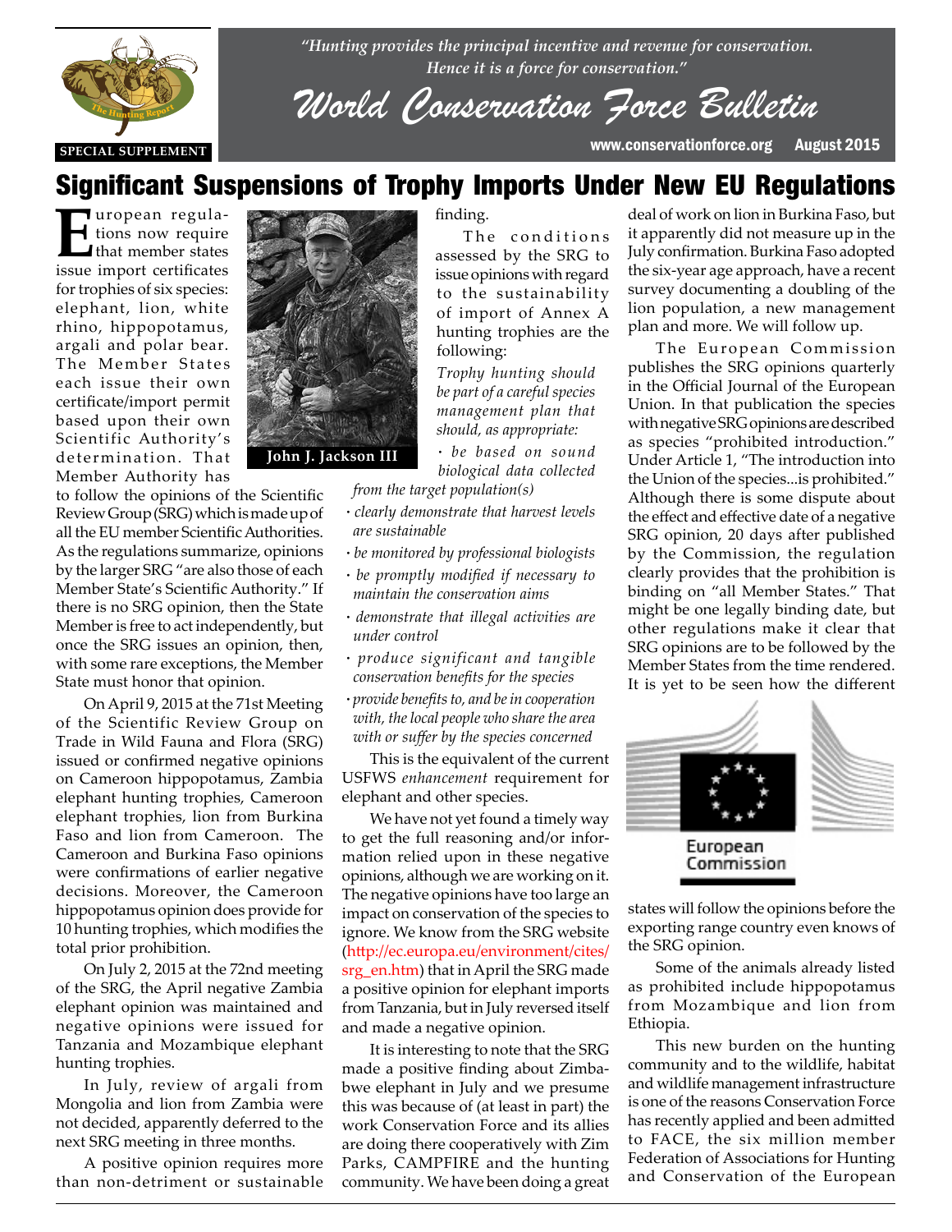*"Hunting provides the principal incentive and revenue for conservation. Hence it is a force for conservation."*

# World Conservation Force Bulletin

SPECIAL SUPPLEMENT

www.conservationforce.org August 2015

## Significant Suspensions of Trophy Imports Under New EU Regulations

European regulations now require that member states issue import certificates for trophies of six species: elephant, lion, white rhino, hippopotamus, argali and polar bear. The Member States each issue their own certificate/import permit based upon their own Scientific Authority's determination. That Member Authority has to follow the opinions of the Scientific Review Group (SRG) which is made up of all the EU member Scientific Authorities. As the regulations summarize, opinions by the larger SRG "are also those of each Member State's Scientific Authority." If there is no SRG opinion, then the State Member is free to act independently, but once the SRG issues an opinion, then, with some rare exceptions, the Member State must honor that opinion.

John J. Jackson III

On April 9, 2015 at the 71st Meeting of the Scientific Review Group on Trade in Wild Fauna and Flora (SRG) issued or confirmed negative opinions on Cameroon hippopotamus, Zambia elephant hunting trophies, Cameroon elephant trophies, lion from Burkina Faso and lion from Cameroon. The Cameroon and Burkina Faso opinions were confirmations of earlier negative decisions. Moreover, the Cameroon hippopotamus opinion does provide for 10 hunting trophies, which modifies the total prior prohibition.

On July 2, 2015 at the 72nd meeting of the SRG, the April negative Zambia elephant opinion was maintained and negative opinions were issued for Tanzania and Mozambique elephant hunting trophies.

In July, review of argali from Mongolia and lion from Zambia were not decided, apparently deferred to the next SRG meeting in three months.

A positive opinion requires more than non-detriment or sustainable finding.

The conditions assessed by the SRG to issue opinions with regard to the sustainability of import of Annex A hunting trophies are the following:

*Trophy hunting should be part of a careful species management plan that should, as appropriate:*

- *be based on sound biological data collected from the target population(s)*
- *clearly demonstrate that harvest levels are sustainable*
- *be monitored by professional biologists*
- *be promptly modified if necessary to maintain the conservation aims*
- *demonstrate that illegal activities are under control*
- *produce significant and tangible conservation benefits for the species*
- *provide benefits to, and be in cooperation with, the local people who share the area with or suffer by the species concerned*

This is the equivalent of the current USFWS *enhancement* requirement for elephant and other species.

We have not yet found a timely way to get the full reasoning and/or information relied upon in these negative opinions, although we are working on it. The negative opinions have too large an impact on conservation of the species to ignore. We know from the SRG website (http://ec.europa.eu/environment/cites/srg_en.htm) that in April the SRG made a positive opinion for elephant imports from Tanzania, but in July reversed itself and made a negative opinion.

It is interesting to note that the SRG made a positive finding about Zimbabwe elephant in July and we presume this was because of (at least in part) the work Conservation Force and its allies are doing there cooperatively with Zim Parks, CAMPFIRE and the hunting community. We have been doing a great deal of work on lion in Burkina Faso, but it apparently did not measure up in the July confirmation. Burkina Faso adopted the six-year age approach, have a recent survey documenting a doubling of the lion population, a new management plan and more. We will follow up.

The European Commission publishes the SRG opinions quarterly in the Official Journal of the European Union. In that publication the species with negative SRG opinions are described as species "prohibited introduction." Under Article 1, "The introduction into the Union of the species...is prohibited." Although there is some dispute about the effect and effective date of a negative SRG opinion, 20 days after published by the Commission, the regulation clearly provides that the prohibition is binding on "all Member States." That might be one legally binding date, but other regulations make it clear that SRG opinions are to be followed by the Member States from the time rendered. It is yet to be seen how the different states will follow the opinions before the exporting range country even knows of the SRG opinion.

European Commission

Some of the animals already listed as prohibited include hippopotamus from Mozambique and lion from Ethiopia.

This new burden on the hunting community and to the wildlife, habitat and wildlife management infrastructure is one of the reasons Conservation Force has recently applied and been admitted to FACE, the six million member Federation of Associations for Hunting and Conservation of the European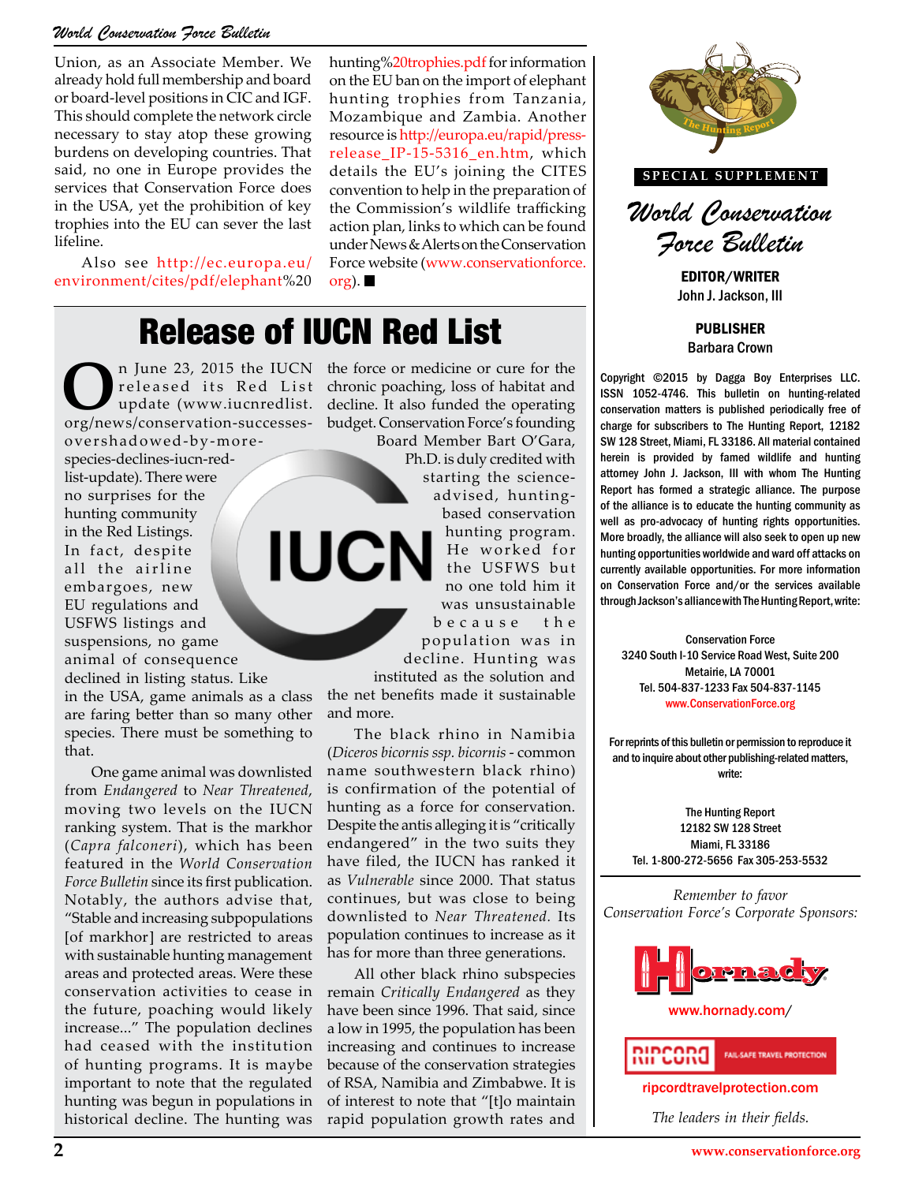Union, as an Associate Member. We already hold full membership and board or board-level positions in CIC and IGF. This should complete the network circle necessary to stay atop these growing burdens on developing countries. That said, no one in Europe provides the services that Conservation Force does in the USA, yet the prohibition of key trophies into the EU can sever the last lifeline.

Also see http://ec.europa.eu/environment/cites/pdf/elephant%20hunting%20trophies.pdf for information on the EU ban on the import of elephant hunting trophies from Tanzania, Mozambique and Zambia. Another resource is http://europa.eu/rapid/press-release_IP-15-5316_en.htm, which details the EU's joining the CITES convention to help in the preparation of the Commission's wildlife trafficking action plan, links to which can be found under News & Alerts on the Conservation Force website (www.conservationforce.org). ■

# Release of IUCN Red List

On June 23, 2015 the IUCN released its Red List update (www.iucnredlist.org/news/conservation-successes-overshadowed-by-more-species-declines-iucn-red-list-update). There were no surprises for the hunting community in the Red Listings. In fact, despite all the airline embargoes, new EU regulations and USFWS listings and suspensions, no game animal of consequence declined in listing status. Like in the USA, game animals as a class are faring better than so many other species. There must be something to that.

One game animal was downlisted from *Endangered* to *Near Threatened*, moving two levels on the IUCN ranking system. That is the markhor (*Capra falconeri*), which has been featured in the *World Conservation Force Bulletin* since its first publication. Notably, the authors advise that, "Stable and increasing subpopulations [of markhor] are restricted to areas with sustainable hunting management areas and protected areas. Were these conservation activities to cease in the future, poaching would likely increase..." The population declines had ceased with the institution of hunting programs. It is maybe important to note that the regulated hunting was begun in populations in historical decline. The hunting was the force or medicine or cure for the chronic poaching, loss of habitat and decline. It also funded the operating budget. Conservation Force's founding Board Member Bart O'Gara, Ph.D. is duly credited with starting the science-advised, hunting-based conservation hunting program. He worked for the USFWS but no one told him it was unsustainable because the population was in decline. Hunting was instituted as the solution and the net benefits made it sustainable and more.

The black rhino in Namibia (*Diceros bicornis ssp. bicornis* - common name southwestern black rhino) is confirmation of the potential of hunting as a force for conservation. Despite the antis alleging it is "critically endangered" in the two suits they have filed, the IUCN has ranked it as *Vulnerable* since 2000. That status continues, but was close to being downlisted to *Near Threatened*. Its population continues to increase as it has for more than three generations.

All other black rhino subspecies remain *Critically Endangered* as they have been since 1996. That said, since a low in 1995, the population has been increasing and continues to increase because of the conservation strategies of RSA, Namibia and Zimbabwe. It is of interest to note that "[t]o maintain rapid population growth rates and

---

SPECIAL SUPPLEMENT

## World Conservation Force Bulletin

**EDITOR/WRITER**
John J. Jackson, III

**PUBLISHER**
Barbara Crown

Copyright ©2015 by Dagga Boy Enterprises LLC. ISSN 1052-4746. This bulletin on hunting-related conservation matters is published periodically free of charge for subscribers to The Hunting Report, 12182 SW 128 Street, Miami, FL 33186. All material contained herein is provided by famed wildlife and hunting attorney John J. Jackson, III with whom The Hunting Report has formed a strategic alliance. The purpose of the alliance is to educate the hunting community as well as pro-advocacy of hunting rights opportunities. More broadly, the alliance will also seek to open up new hunting opportunities worldwide and ward off attacks on currently available opportunities. For more information on Conservation Force and/or the services available through Jackson's alliance with The Hunting Report, write:

Conservation Force
3240 South I-10 Service Road West, Suite 200
Metairie, LA 70001
Tel. 504-837-1233 Fax 504-837-1145
www.ConservationForce.org

For reprints of this bulletin or permission to reproduce it and to inquire about other publishing-related matters, write:

The Hunting Report
12182 SW 128 Street
Miami, FL 33186
Tel. 1-800-272-5656 Fax 305-253-5532

*Remember to favor Conservation Force's Corporate Sponsors:*

Hornady
www.hornady.com/

RIPCORD FAIL-SAFE TRAVEL PROTECTION
ripcordtravelprotection.com

*The leaders in their fields.*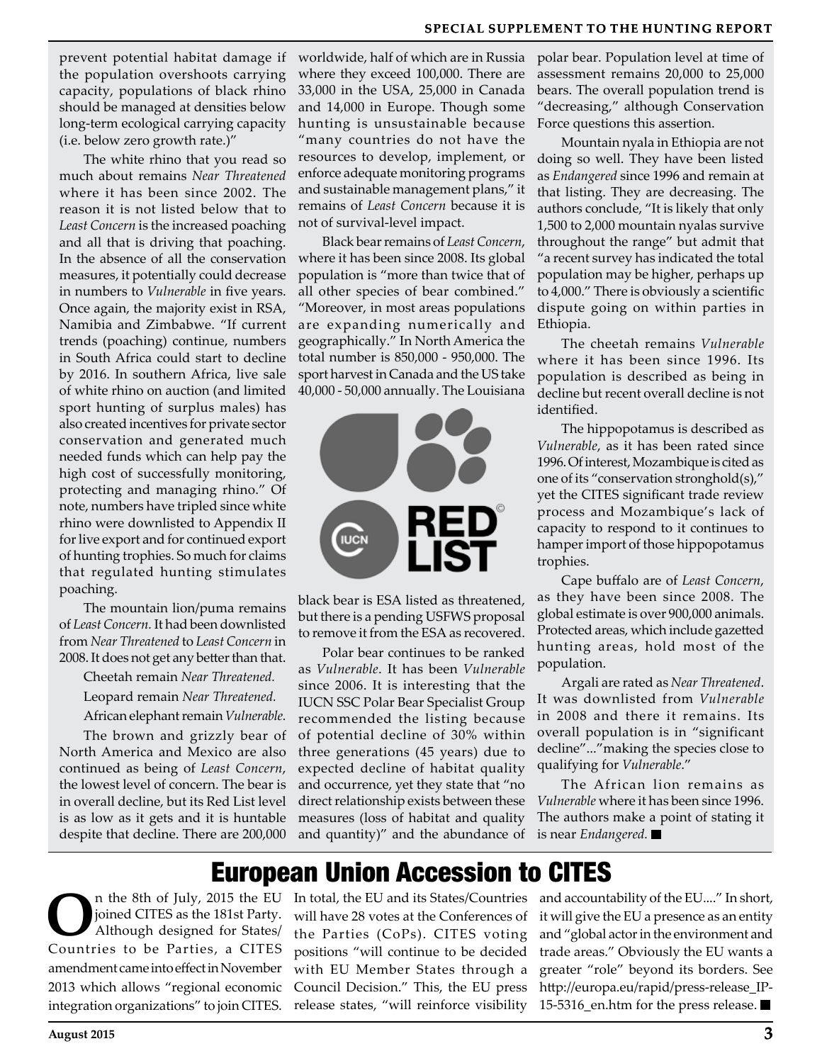prevent potential habitat damage if the population overshoots carrying capacity, populations of black rhino should be managed at densities below long-term ecological carrying capacity (i.e. below zero growth rate.)"

The white rhino that you read so much about remains *Near Threatened* where it has been since 2002. The reason it is not listed below that to *Least Concern* is the increased poaching and all that is driving that poaching. In the absence of all the conservation measures, it potentially could decrease in numbers to *Vulnerable* in five years. Once again, the majority exist in RSA, Namibia and Zimbabwe. "If current trends (poaching) continue, numbers in South Africa could start to decline by 2016. In southern Africa, live sale of white rhino on auction (and limited sport hunting of surplus males) has also created incentives for private sector conservation and generated much needed funds which can help pay the high cost of successfully monitoring, protecting and managing rhino." Of note, numbers have tripled since white rhino were downlisted to Appendix II for live export and for continued export of hunting trophies. So much for claims that regulated hunting stimulates poaching.

The mountain lion/puma remains of *Least Concern.* It had been downlisted from *Near Threatened* to *Least Concern* in 2008. It does not get any better than that.

Cheetah remain *Near Threatened.*

Leopard remain *Near Threatened.*

African elephant remain *Vulnerable.*

The brown and grizzly bear of North America and Mexico are also continued as being of *Least Concern*, the lowest level of concern. The bear is in overall decline, but its Red List level is as low as it gets and it is huntable despite that decline. There are 200,000 worldwide, half of which are in Russia where they exceed 100,000. There are 33,000 in the USA, 25,000 in Canada and 14,000 in Europe. Though some hunting is unsustainable because "many countries do not have the resources to develop, implement, or enforce adequate monitoring programs and sustainable management plans," it remains of *Least Concern* because it is not of survival-level impact.

Black bear remains of *Least Concern*, where it has been since 2008. Its global population is "more than twice that of all other species of bear combined." "Moreover, in most areas populations are expanding numerically and geographically." In North America the total number is 850,000 - 950,000. The sport harvest in Canada and the US take 40,000 - 50,000 annually. The Louisiana black bear is ESA listed as threatened, but there is a pending USFWS proposal to remove it from the ESA as recovered.

Polar bear continues to be ranked as *Vulnerable*. It has been *Vulnerable* since 2006. It is interesting that the IUCN SSC Polar Bear Specialist Group recommended the listing because of potential decline of 30% within three generations (45 years) due to expected decline of habitat quality and occurrence, yet they state that "no direct relationship exists between these measures (loss of habitat and quality and quantity)" and the abundance of polar bear. Population level at time of assessment remains 20,000 to 25,000 bears. The overall population trend is "decreasing," although Conservation Force questions this assertion.

Mountain nyala in Ethiopia are not doing so well. They have been listed as *Endangered* since 1996 and remain at that listing. They are decreasing. The authors conclude, "It is likely that only 1,500 to 2,000 mountain nyalas survive throughout the range" but admit that "a recent survey has indicated the total population may be higher, perhaps up to 4,000." There is obviously a scientific dispute going on within parties in Ethiopia.

The cheetah remains *Vulnerable* where it has been since 1996. Its population is described as being in decline but recent overall decline is not identified.

The hippopotamus is described as *Vulnerable*, as it has been rated since 1996. Of interest, Mozambique is cited as one of its "conservation stronghold(s)," yet the CITES significant trade review process and Mozambique's lack of capacity to respond to it continues to hamper import of those hippopotamus trophies.

Cape buffalo are of *Least Concern*, as they have been since 2008. The global estimate is over 900,000 animals. Protected areas, which include gazetted hunting areas, hold most of the population.

Argali are rated as *Near Threatened*. It was downlisted from *Vulnerable* in 2008 and there it remains. Its overall population is in "significant decline"..."making the species close to qualifying for *Vulnerable*."

The African lion remains as *Vulnerable* where it has been since 1996. The authors make a point of stating it is near *Endangered.* ■

# European Union Accession to CITES

On the 8th of July, 2015 the EU joined CITES as the 181st Party. Although designed for States/Countries to be Parties, a CITES amendment came into effect in November 2013 which allows "regional economic integration organizations" to join CITES. In total, the EU and its States/Countries will have 28 votes at the Conferences of the Parties (CoPs). CITES voting positions "will continue to be decided with EU Member States through a Council Decision." This, the EU press release states, "will reinforce visibility and accountability of the EU...." In short, it will give the EU a presence as an entity and "global actor in the environment and trade areas." Obviously the EU wants a greater "role" beyond its borders. See http://europa.eu/rapid/press-release_IP-15-5316_en.htm for the press release. ■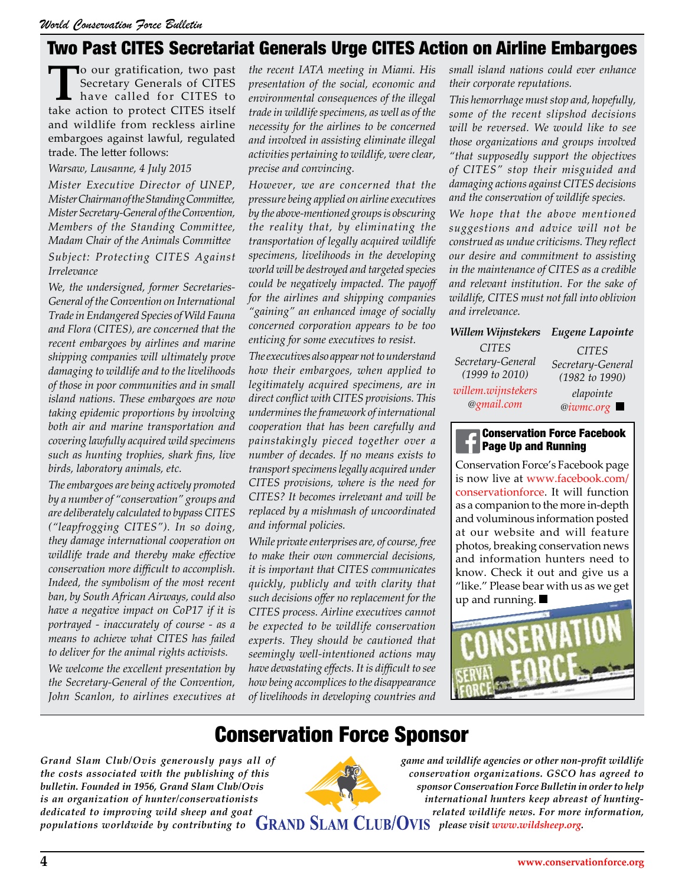# Two Past CITES Secretariat Generals Urge CITES Action on Airline Embargoes

To our gratification, two past Secretary Generals of CITES have called for CITES to take action to protect CITES itself and wildlife from reckless airline embargoes against lawful, regulated trade. The letter follows:

*Warsaw, Lausanne, 4 July 2015*

*Mister Executive Director of UNEP,*
*Mister Chairman of the Standing Committee,*
*Mister Secretary-General of the Convention,*
*Members of the Standing Committee,*
*Madam Chair of the Animals Committee*

*Subject: Protecting CITES Against Irrelevance*

*We, the undersigned, former Secretaries-General of the Convention on International Trade in Endangered Species of Wild Fauna and Flora (CITES), are concerned that the recent embargoes by airlines and marine shipping companies will ultimately prove damaging to wildlife and to the livelihoods of those in poor communities and in small island nations. These embargoes are now taking epidemic proportions by involving both air and marine transportation and covering lawfully acquired wild specimens such as hunting trophies, shark fins, live birds, laboratory animals, etc.*

*The embargoes are being actively promoted by a number of "conservation" groups and are deliberately calculated to bypass CITES ("leapfrogging CITES"). In so doing, they damage international cooperation on wildlife trade and thereby make effective conservation more difficult to accomplish. Indeed, the symbolism of the most recent ban, by South African Airways, could also have a negative impact on CoP17 if it is portrayed - inaccurately of course - as a means to achieve what CITES has failed to deliver for the animal rights activists.*

*We welcome the excellent presentation by the Secretary-General of the Convention, John Scanlon, to airlines executives at the recent IATA meeting in Miami. His presentation of the social, economic and environmental consequences of the illegal trade in wildlife specimens, as well as of the necessity for the airlines to be concerned and involved in assisting eliminate illegal activities pertaining to wildlife, were clear, precise and convincing.*

*However, we are concerned that the pressure being applied on airline executives by the above-mentioned groups is obscuring the reality that, by eliminating the transportation of legally acquired wildlife specimens, livelihoods in the developing world will be destroyed and targeted species could be negatively impacted. The payoff for the airlines and shipping companies "gaining" an enhanced image of socially concerned corporation appears to be too enticing for some executives to resist.*

*The executives also appear not to understand how their embargoes, when applied to legitimately acquired specimens, are in direct conflict with CITES provisions. This undermines the framework of international cooperation that has been carefully and painstakingly pieced together over a number of decades. If no means exists to transport specimens legally acquired under CITES provisions, where is the need for CITES? It becomes irrelevant and will be replaced by a mishmash of uncoordinated and informal policies.*

*While private enterprises are, of course, free to make their own commercial decisions, it is important that CITES communicates quickly, publicly and with clarity that such decisions offer no replacement for the CITES process. Airline executives cannot be expected to be wildlife conservation experts. They should be cautioned that seemingly well-intentioned actions may have devastating effects. It is difficult to see how being accomplices to the disappearance of livelihoods in developing countries and small island nations could ever enhance their corporate reputations.*

*This hemorrhage must stop and, hopefully, some of the recent slipshod decisions will be reversed. We would like to see those organizations and groups involved "that supposedly support the objectives of CITES" stop their misguided and damaging actions against CITES decisions and the conservation of wildlife species.*

*We hope that the above mentioned suggestions and advice will not be construed as undue criticisms. They reflect our desire and commitment to assisting in the maintenance of CITES as a credible and relevant institution. For the sake of wildlife, CITES must not fall into oblivion and irrelevance.*

***Willem Wijnstekers***
*CITES Secretary-General (1999 to 2010)*
*willem.wijnstekers@gmail.com*

***Eugene Lapointe***
*CITES Secretary-General (1982 to 1990)*
*elapointe@iwmc.org*

## Conservation Force Facebook Page Up and Running

Conservation Force's Facebook page is now live at www.facebook.com/conservationforce. It will function as a companion to the more in-depth and voluminous information posted at our website and will feature photos, breaking conservation news and information hunters need to know. Check it out and give us a "like." Please bear with us as we get up and running.

# Conservation Force Sponsor

***Grand Slam Club/Ovis generously pays all of the costs associated with the publishing of this bulletin. Founded in 1956, Grand Slam Club/Ovis is an organization of hunter/conservationists dedicated to improving wild sheep and goat populations worldwide by contributing to game and wildlife agencies or other non-profit wildlife conservation organizations. GSCO has agreed to sponsor Conservation Force Bulletin in order to help international hunters keep abreast of hunting-related wildlife news. For more information, please visit www.wildsheep.org.***

GRAND SLAM CLUB/OVIS